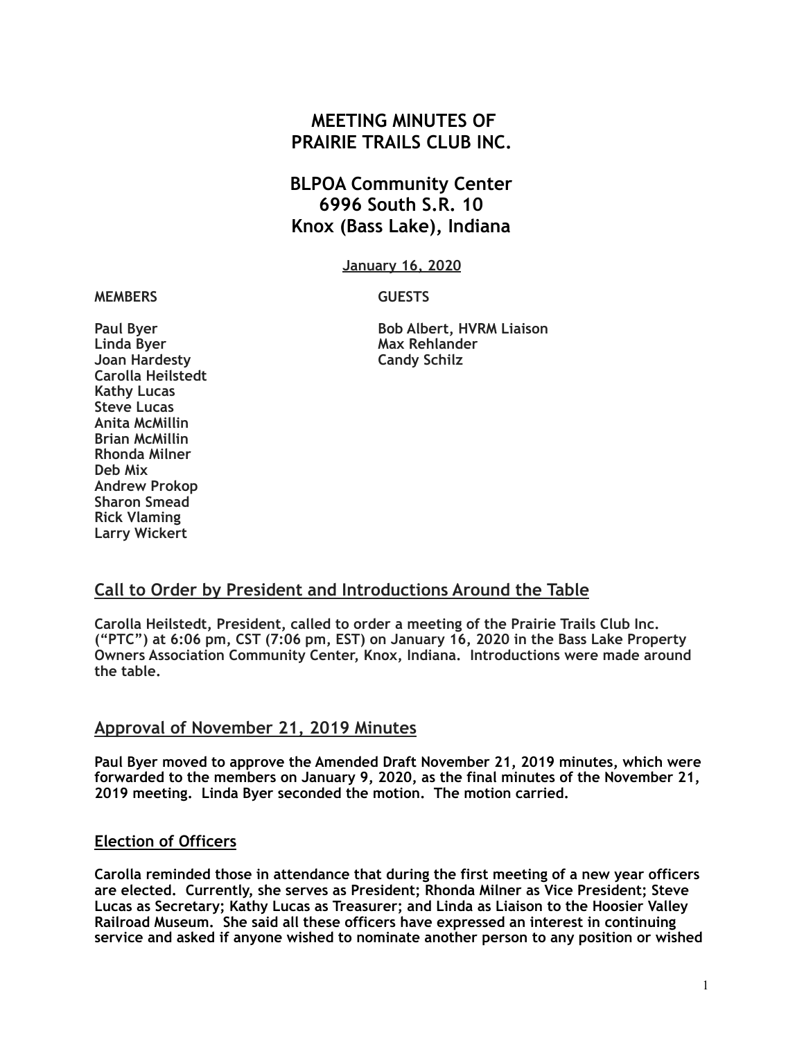# MEETING MINUTES OF PRAIRIE TRAILS CLUB INC.

## BLPOA Community Center
## 6996 South S.R. 10
## Knox (Bass Lake), Indiana

January 16, 2020

| MEMBERS | GUESTS |
|---|---|
| Paul Byer | Bob Albert, HVRM Liaison |
| Linda Byer | Max Rehlander |
| Joan Hardesty | Candy Schilz |
| Carolla Heilstedt | |
| Kathy Lucas | |
| Steve Lucas | |
| Anita McMillin | |
| Brian McMillin | |
| Rhonda Milner | |
| Deb Mix | |
| Andrew Prokop | |
| Sharon Smead | |
| Rick Vlaming | |
| Larry Wickert | |

## Call to Order by President and Introductions Around the Table

**Carolla Heilstedt, President, called to order a meeting of the Prairie Trails Club Inc. ("PTC") at 6:06 pm, CST (7:06 pm, EST) on January 16, 2020 in the Bass Lake Property Owners Association Community Center, Knox, Indiana. Introductions were made around the table.**

## Approval of November 21, 2019 Minutes

**Paul Byer moved to approve the Amended Draft November 21, 2019 minutes, which were forwarded to the members on January 9, 2020, as the final minutes of the November 21, 2019 meeting. Linda Byer seconded the motion. The motion carried.**

## Election of Officers

**Carolla reminded those in attendance that during the first meeting of a new year officers are elected. Currently, she serves as President; Rhonda Milner as Vice President; Steve Lucas as Secretary; Kathy Lucas as Treasurer; and Linda as Liaison to the Hoosier Valley Railroad Museum. She said all these officers have expressed an interest in continuing service and asked if anyone wished to nominate another person to any position or wished**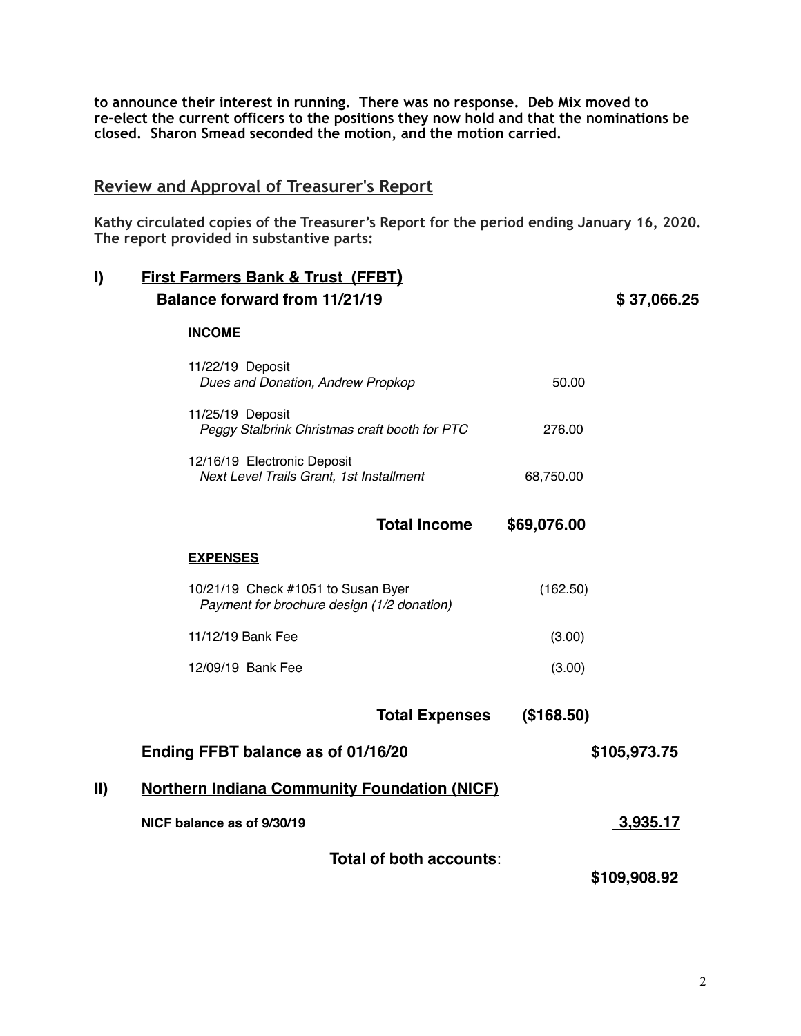**to announce their interest in running. There was no response. Deb Mix moved to re-elect the current officers to the positions they now hold and that the nominations be closed. Sharon Smead seconded the motion, and the motion carried.**

## Review and Approval of Treasurer's Report

**Kathy circulated copies of the Treasurer's Report for the period ending January 16, 2020. The report provided in substantive parts:**

### I) First Farmers Bank & Trust (FFBT)

| | | |
|---|---|---|
| **Balance forward from 11/21/19** | | **$ 37,066.25** |
| **INCOME** | | |
| 11/22/19 Deposit<br>*Dues and Donation, Andrew Propkop* | 50.00 | |
| 11/25/19 Deposit<br>*Peggy Stalbrink Christmas craft booth for PTC* | 276.00 | |
| 12/16/19 Electronic Deposit<br>*Next Level Trails Grant, 1st Installment* | 68,750.00 | |
| **Total Income** | **$69,076.00** | |
| **EXPENSES** | | |
| 10/21/19 Check #1051 to Susan Byer<br>*Payment for brochure design (1/2 donation)* | (162.50) | |
| 11/12/19 Bank Fee | (3.00) | |
| 12/09/19 Bank Fee | (3.00) | |
| **Total Expenses** | **($168.50)** | |
| **Ending FFBT balance as of 01/16/20** | | **$105,973.75** |

### II) Northern Indiana Community Foundation (NICF)

| | | |
|---|---|---|
| **NICF balance as of 9/30/19** | | **3,935.17** |
| **Total of both accounts:** | | **$109,908.92** |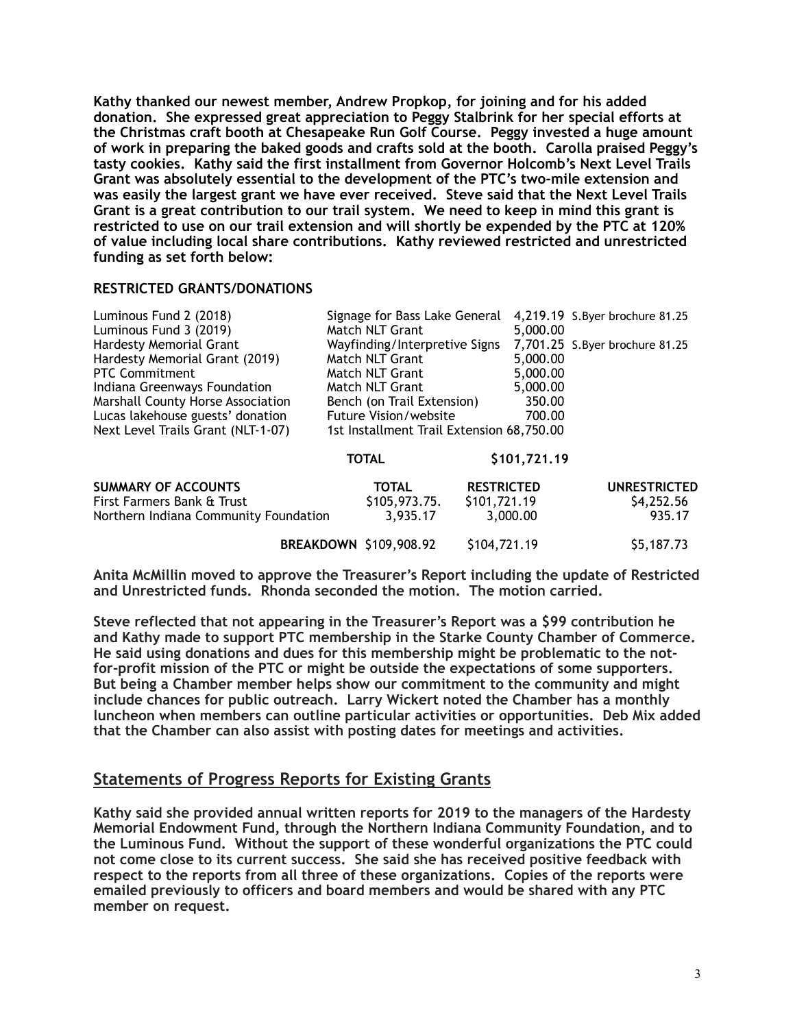**Kathy thanked our newest member, Andrew Propkop, for joining and for his added donation. She expressed great appreciation to Peggy Stalbrink for her special efforts at the Christmas craft booth at Chesapeake Run Golf Course. Peggy invested a huge amount of work in preparing the baked goods and crafts sold at the booth. Carolla praised Peggy's tasty cookies. Kathy said the first installment from Governor Holcomb's Next Level Trails Grant was absolutely essential to the development of the PTC's two-mile extension and was easily the largest grant we have ever received. Steve said that the Next Level Trails Grant is a great contribution to our trail system. We need to keep in mind this grant is restricted to use on our trail extension and will shortly be expended by the PTC at 120% of value including local share contributions. Kathy reviewed restricted and unrestricted funding as set forth below:**

**RESTRICTED GRANTS/DONATIONS**

| | | | |
|---|---|---|---|
| Luminous Fund 2 (2018) | Signage for Bass Lake General | 4,219.19 | S.Byer brochure 81.25 |
| Luminous Fund 3 (2019) | Match NLT Grant | 5,000.00 | |
| Hardesty Memorial Grant | Wayfinding/Interpretive Signs | 7,701.25 | S.Byer brochure 81.25 |
| Hardesty Memorial Grant (2019) | Match NLT Grant | 5,000.00 | |
| PTC Commitment | Match NLT Grant | 5,000.00 | |
| Indiana Greenways Foundation | Match NLT Grant | 5,000.00 | |
| Marshall County Horse Association | Bench (on Trail Extension) | 350.00 | |
| Lucas lakehouse guests' donation | Future Vision/website | 700.00 | |
| Next Level Trails Grant (NLT-1-07) | 1st Installment Trail Extension | 68,750.00 | |
| | **TOTAL** | **$101,721.19** | |

| **SUMMARY OF ACCOUNTS** | **TOTAL** | **RESTRICTED** | **UNRESTRICTED** |
|---|---|---|---|
| First Farmers Bank & Trust | $105,973.75. | $101,721.19 | $4,252.56 |
| Northern Indiana Community Foundation | 3,935.17 | 3,000.00 | 935.17 |
| **BREAKDOWN** | $109,908.92 | $104,721.19 | $5,187.73 |

**Anita McMillin moved to approve the Treasurer's Report including the update of Restricted and Unrestricted funds. Rhonda seconded the motion. The motion carried.**

**Steve reflected that not appearing in the Treasurer's Report was a $99 contribution he and Kathy made to support PTC membership in the Starke County Chamber of Commerce. He said using donations and dues for this membership might be problematic to the not-for-profit mission of the PTC or might be outside the expectations of some supporters. But being a Chamber member helps show our commitment to the community and might include chances for public outreach. Larry Wickert noted the Chamber has a monthly luncheon when members can outline particular activities or opportunities. Deb Mix added that the Chamber can also assist with posting dates for meetings and activities.**

## Statements of Progress Reports for Existing Grants

**Kathy said she provided annual written reports for 2019 to the managers of the Hardesty Memorial Endowment Fund, through the Northern Indiana Community Foundation, and to the Luminous Fund. Without the support of these wonderful organizations the PTC could not come close to its current success. She said she has received positive feedback with respect to the reports from all three of these organizations. Copies of the reports were emailed previously to officers and board members and would be shared with any PTC member on request.**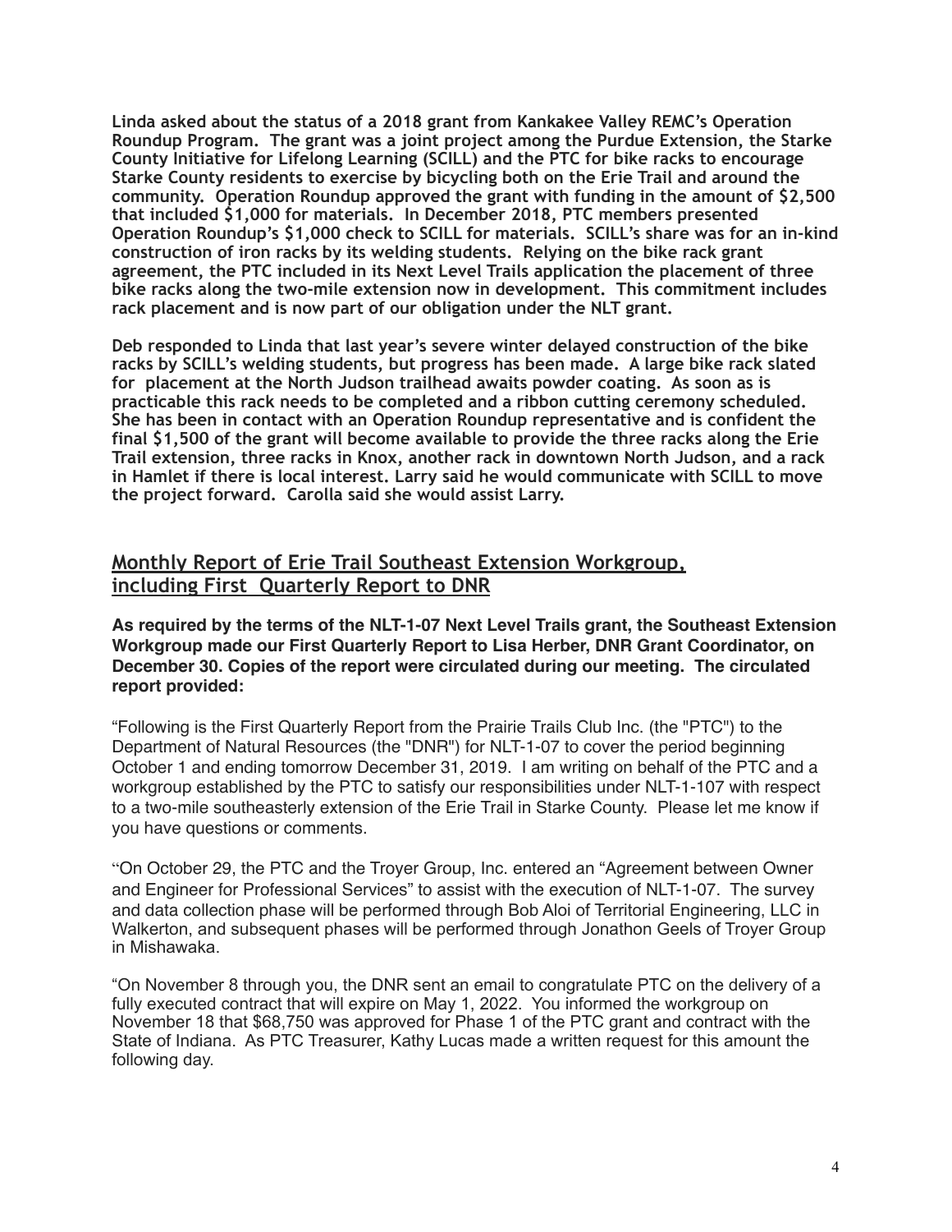**Linda asked about the status of a 2018 grant from Kankakee Valley REMC's Operation Roundup Program. The grant was a joint project among the Purdue Extension, the Starke County Initiative for Lifelong Learning (SCILL) and the PTC for bike racks to encourage Starke County residents to exercise by bicycling both on the Erie Trail and around the community. Operation Roundup approved the grant with funding in the amount of $2,500 that included $1,000 for materials. In December 2018, PTC members presented Operation Roundup's $1,000 check to SCILL for materials. SCILL's share was for an in-kind construction of iron racks by its welding students. Relying on the bike rack grant agreement, the PTC included in its Next Level Trails application the placement of three bike racks along the two-mile extension now in development. This commitment includes rack placement and is now part of our obligation under the NLT grant.**

**Deb responded to Linda that last year's severe winter delayed construction of the bike racks by SCILL's welding students, but progress has been made. A large bike rack slated for placement at the North Judson trailhead awaits powder coating. As soon as is practicable this rack needs to be completed and a ribbon cutting ceremony scheduled. She has been in contact with an Operation Roundup representative and is confident the final $1,500 of the grant will become available to provide the three racks along the Erie Trail extension, three racks in Knox, another rack in downtown North Judson, and a rack in Hamlet if there is local interest. Larry said he would communicate with SCILL to move the project forward. Carolla said she would assist Larry.**

## Monthly Report of Erie Trail Southeast Extension Workgroup, including First Quarterly Report to DNR

**As required by the terms of the NLT-1-07 Next Level Trails grant, the Southeast Extension Workgroup made our First Quarterly Report to Lisa Herber, DNR Grant Coordinator, on December 30. Copies of the report were circulated during our meeting. The circulated report provided:**

"Following is the First Quarterly Report from the Prairie Trails Club Inc. (the "PTC") to the Department of Natural Resources (the "DNR") for NLT-1-07 to cover the period beginning October 1 and ending tomorrow December 31, 2019. I am writing on behalf of the PTC and a workgroup established by the PTC to satisfy our responsibilities under NLT-1-107 with respect to a two-mile southeasterly extension of the Erie Trail in Starke County. Please let me know if you have questions or comments.

"On October 29, the PTC and the Troyer Group, Inc. entered an "Agreement between Owner and Engineer for Professional Services" to assist with the execution of NLT-1-07. The survey and data collection phase will be performed through Bob Aloi of Territorial Engineering, LLC in Walkerton, and subsequent phases will be performed through Jonathon Geels of Troyer Group in Mishawaka.

"On November 8 through you, the DNR sent an email to congratulate PTC on the delivery of a fully executed contract that will expire on May 1, 2022. You informed the workgroup on November 18 that $68,750 was approved for Phase 1 of the PTC grant and contract with the State of Indiana. As PTC Treasurer, Kathy Lucas made a written request for this amount the following day.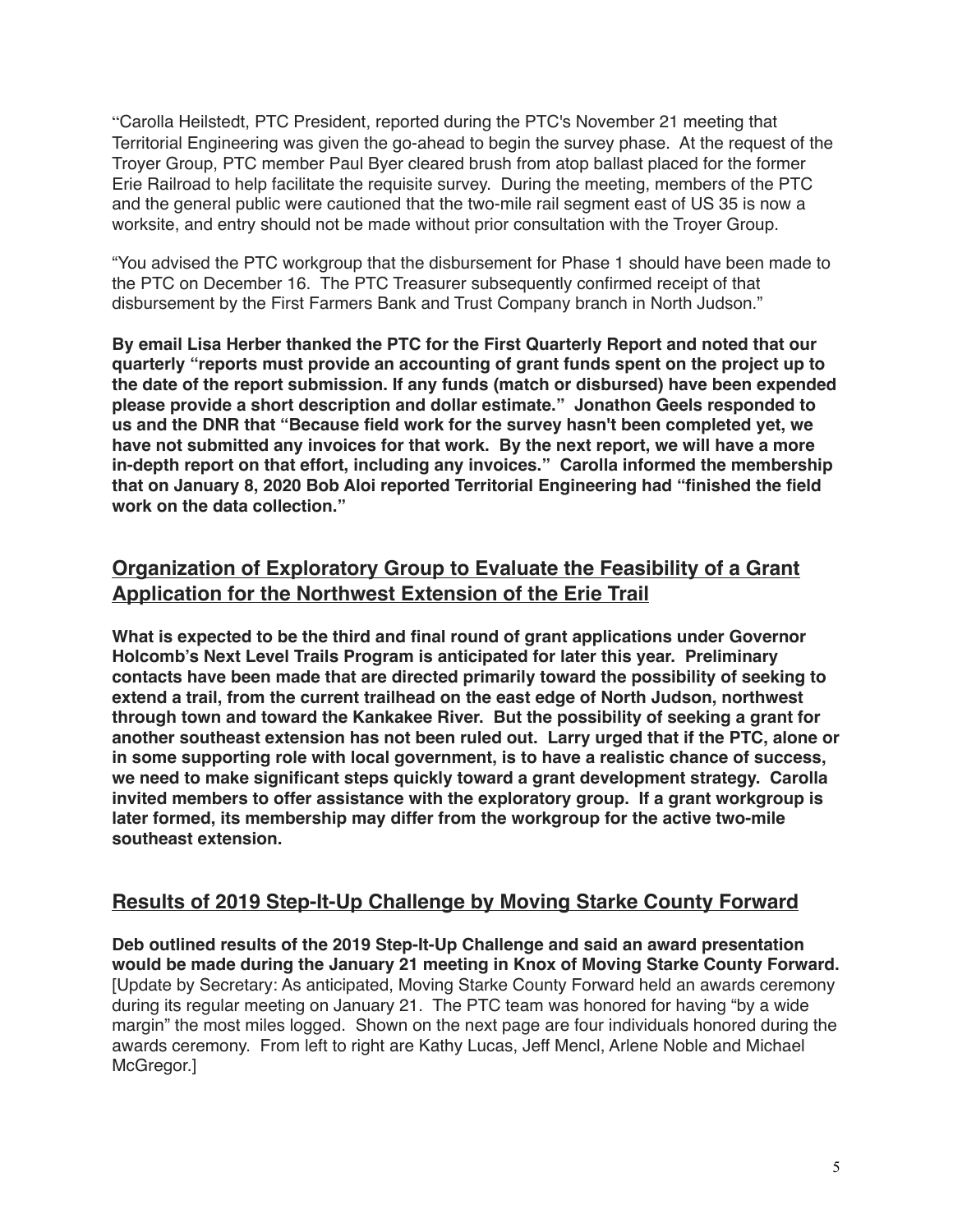"Carolla Heilstedt, PTC President, reported during the PTC's November 21 meeting that Territorial Engineering was given the go-ahead to begin the survey phase. At the request of the Troyer Group, PTC member Paul Byer cleared brush from atop ballast placed for the former Erie Railroad to help facilitate the requisite survey. During the meeting, members of the PTC and the general public were cautioned that the two-mile rail segment east of US 35 is now a worksite, and entry should not be made without prior consultation with the Troyer Group.

"You advised the PTC workgroup that the disbursement for Phase 1 should have been made to the PTC on December 16. The PTC Treasurer subsequently confirmed receipt of that disbursement by the First Farmers Bank and Trust Company branch in North Judson."

**By email Lisa Herber thanked the PTC for the First Quarterly Report and noted that our quarterly "reports must provide an accounting of grant funds spent on the project up to the date of the report submission. If any funds (match or disbursed) have been expended please provide a short description and dollar estimate." Jonathon Geels responded to us and the DNR that "Because field work for the survey hasn't been completed yet, we have not submitted any invoices for that work. By the next report, we will have a more in-depth report on that effort, including any invoices." Carolla informed the membership that on January 8, 2020 Bob Aloi reported Territorial Engineering had "finished the field work on the data collection."**

## Organization of Exploratory Group to Evaluate the Feasibility of a Grant Application for the Northwest Extension of the Erie Trail

**What is expected to be the third and final round of grant applications under Governor Holcomb's Next Level Trails Program is anticipated for later this year. Preliminary contacts have been made that are directed primarily toward the possibility of seeking to extend a trail, from the current trailhead on the east edge of North Judson, northwest through town and toward the Kankakee River. But the possibility of seeking a grant for another southeast extension has not been ruled out. Larry urged that if the PTC, alone or in some supporting role with local government, is to have a realistic chance of success, we need to make significant steps quickly toward a grant development strategy. Carolla invited members to offer assistance with the exploratory group. If a grant workgroup is later formed, its membership may differ from the workgroup for the active two-mile southeast extension.**

## Results of 2019 Step-It-Up Challenge by Moving Starke County Forward

**Deb outlined results of the 2019 Step-It-Up Challenge and said an award presentation would be made during the January 21 meeting in Knox of Moving Starke County Forward.** [Update by Secretary: As anticipated, Moving Starke County Forward held an awards ceremony during its regular meeting on January 21. The PTC team was honored for having "by a wide margin" the most miles logged. Shown on the next page are four individuals honored during the awards ceremony. From left to right are Kathy Lucas, Jeff Mencl, Arlene Noble and Michael McGregor.]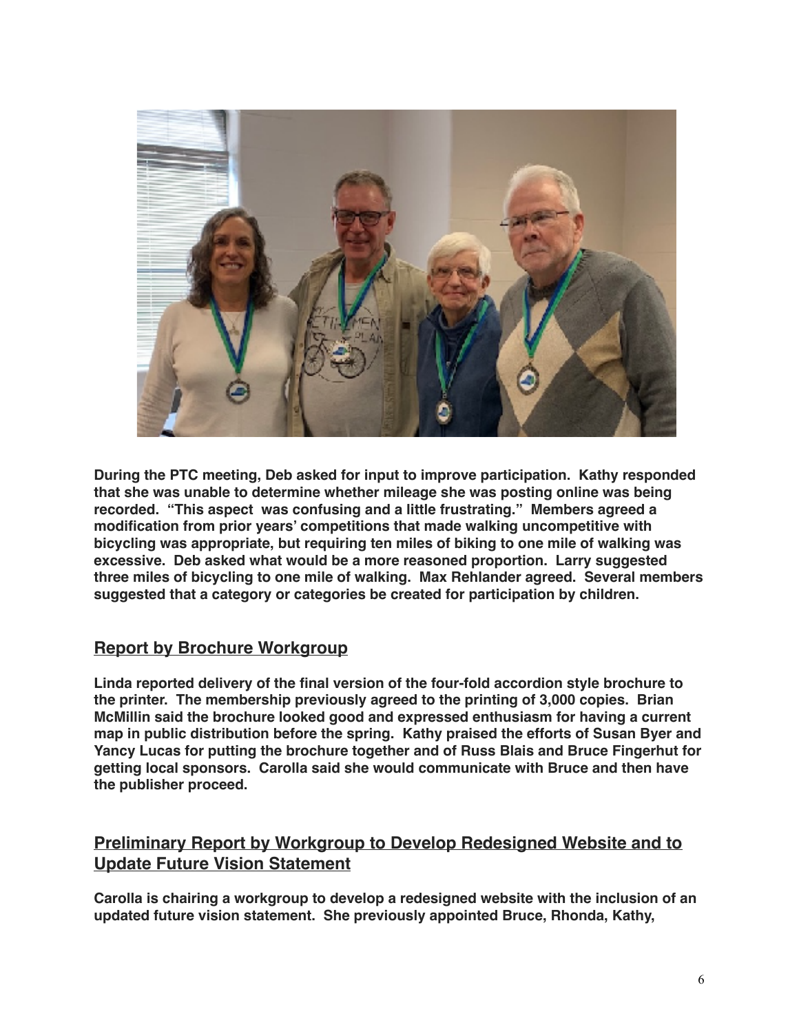**During the PTC meeting, Deb asked for input to improve participation. Kathy responded that she was unable to determine whether mileage she was posting online was being recorded. "This aspect was confusing and a little frustrating." Members agreed a modification from prior years' competitions that made walking uncompetitive with bicycling was appropriate, but requiring ten miles of biking to one mile of walking was excessive. Deb asked what would be a more reasoned proportion. Larry suggested three miles of bicycling to one mile of walking. Max Rehlander agreed. Several members suggested that a category or categories be created for participation by children.**

## Report by Brochure Workgroup

**Linda reported delivery of the final version of the four-fold accordion style brochure to the printer. The membership previously agreed to the printing of 3,000 copies. Brian McMillin said the brochure looked good and expressed enthusiasm for having a current map in public distribution before the spring. Kathy praised the efforts of Susan Byer and Yancy Lucas for putting the brochure together and of Russ Blais and Bruce Fingerhut for getting local sponsors. Carolla said she would communicate with Bruce and then have the publisher proceed.**

## Preliminary Report by Workgroup to Develop Redesigned Website and to Update Future Vision Statement

**Carolla is chairing a workgroup to develop a redesigned website with the inclusion of an updated future vision statement. She previously appointed Bruce, Rhonda, Kathy,**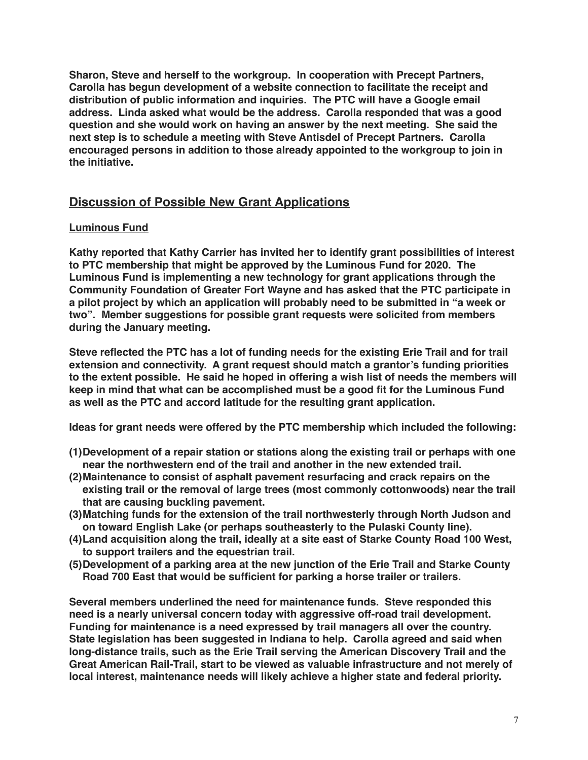**Sharon, Steve and herself to the workgroup. In cooperation with Precept Partners, Carolla has begun development of a website connection to facilitate the receipt and distribution of public information and inquiries. The PTC will have a Google email address. Linda asked what would be the address. Carolla responded that was a good question and she would work on having an answer by the next meeting. She said the next step is to schedule a meeting with Steve Antisdel of Precept Partners. Carolla encouraged persons in addition to those already appointed to the workgroup to join in the initiative.**

## Discussion of Possible New Grant Applications

### Luminous Fund

**Kathy reported that Kathy Carrier has invited her to identify grant possibilities of interest to PTC membership that might be approved by the Luminous Fund for 2020. The Luminous Fund is implementing a new technology for grant applications through the Community Foundation of Greater Fort Wayne and has asked that the PTC participate in a pilot project by which an application will probably need to be submitted in "a week or two". Member suggestions for possible grant requests were solicited from members during the January meeting.**

**Steve reflected the PTC has a lot of funding needs for the existing Erie Trail and for trail extension and connectivity. A grant request should match a grantor's funding priorities to the extent possible. He said he hoped in offering a wish list of needs the members will keep in mind that what can be accomplished must be a good fit for the Luminous Fund as well as the PTC and accord latitude for the resulting grant application.**

**Ideas for grant needs were offered by the PTC membership which included the following:**

1. **Development of a repair station or stations along the existing trail or perhaps with one near the northwestern end of the trail and another in the new extended trail.**
2. **Maintenance to consist of asphalt pavement resurfacing and crack repairs on the existing trail or the removal of large trees (most commonly cottonwoods) near the trail that are causing buckling pavement.**
3. **Matching funds for the extension of the trail northwesterly through North Judson and on toward English Lake (or perhaps southeasterly to the Pulaski County line).**
4. **Land acquisition along the trail, ideally at a site east of Starke County Road 100 West, to support trailers and the equestrian trail.**
5. **Development of a parking area at the new junction of the Erie Trail and Starke County Road 700 East that would be sufficient for parking a horse trailer or trailers.**

**Several members underlined the need for maintenance funds. Steve responded this need is a nearly universal concern today with aggressive off-road trail development. Funding for maintenance is a need expressed by trail managers all over the country. State legislation has been suggested in Indiana to help. Carolla agreed and said when long-distance trails, such as the Erie Trail serving the American Discovery Trail and the Great American Rail-Trail, start to be viewed as valuable infrastructure and not merely of local interest, maintenance needs will likely achieve a higher state and federal priority.**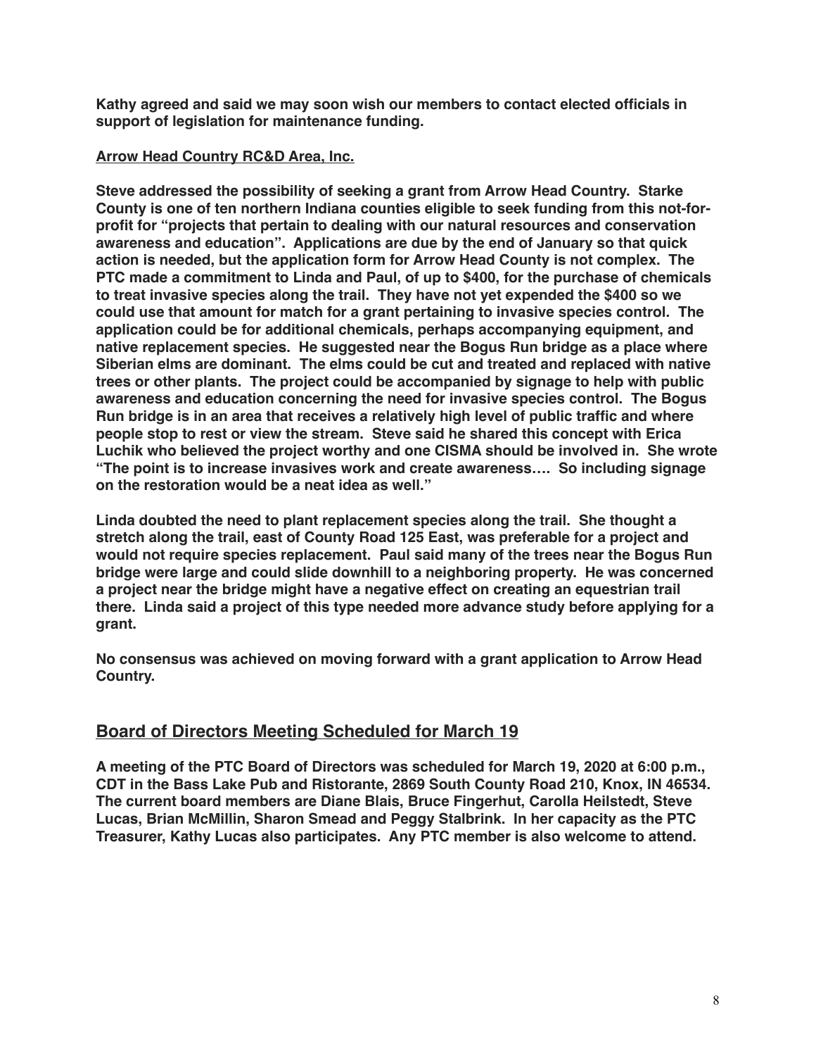**Kathy agreed and said we may soon wish our members to contact elected officials in support of legislation for maintenance funding.**

**Arrow Head Country RC&D Area, Inc.**

**Steve addressed the possibility of seeking a grant from Arrow Head Country. Starke County is one of ten northern Indiana counties eligible to seek funding from this not-for-profit for "projects that pertain to dealing with our natural resources and conservation awareness and education". Applications are due by the end of January so that quick action is needed, but the application form for Arrow Head County is not complex. The PTC made a commitment to Linda and Paul, of up to $400, for the purchase of chemicals to treat invasive species along the trail. They have not yet expended the $400 so we could use that amount for match for a grant pertaining to invasive species control. The application could be for additional chemicals, perhaps accompanying equipment, and native replacement species. He suggested near the Bogus Run bridge as a place where Siberian elms are dominant. The elms could be cut and treated and replaced with native trees or other plants. The project could be accompanied by signage to help with public awareness and education concerning the need for invasive species control. The Bogus Run bridge is in an area that receives a relatively high level of public traffic and where people stop to rest or view the stream. Steve said he shared this concept with Erica Luchik who believed the project worthy and one CISMA should be involved in. She wrote "The point is to increase invasives work and create awareness…. So including signage on the restoration would be a neat idea as well."**

**Linda doubted the need to plant replacement species along the trail. She thought a stretch along the trail, east of County Road 125 East, was preferable for a project and would not require species replacement. Paul said many of the trees near the Bogus Run bridge were large and could slide downhill to a neighboring property. He was concerned a project near the bridge might have a negative effect on creating an equestrian trail there. Linda said a project of this type needed more advance study before applying for a grant.**

**No consensus was achieved on moving forward with a grant application to Arrow Head Country.**

## Board of Directors Meeting Scheduled for March 19

**A meeting of the PTC Board of Directors was scheduled for March 19, 2020 at 6:00 p.m., CDT in the Bass Lake Pub and Ristorante, 2869 South County Road 210, Knox, IN 46534. The current board members are Diane Blais, Bruce Fingerhut, Carolla Heilstedt, Steve Lucas, Brian McMillin, Sharon Smead and Peggy Stalbrink. In her capacity as the PTC Treasurer, Kathy Lucas also participates. Any PTC member is also welcome to attend.**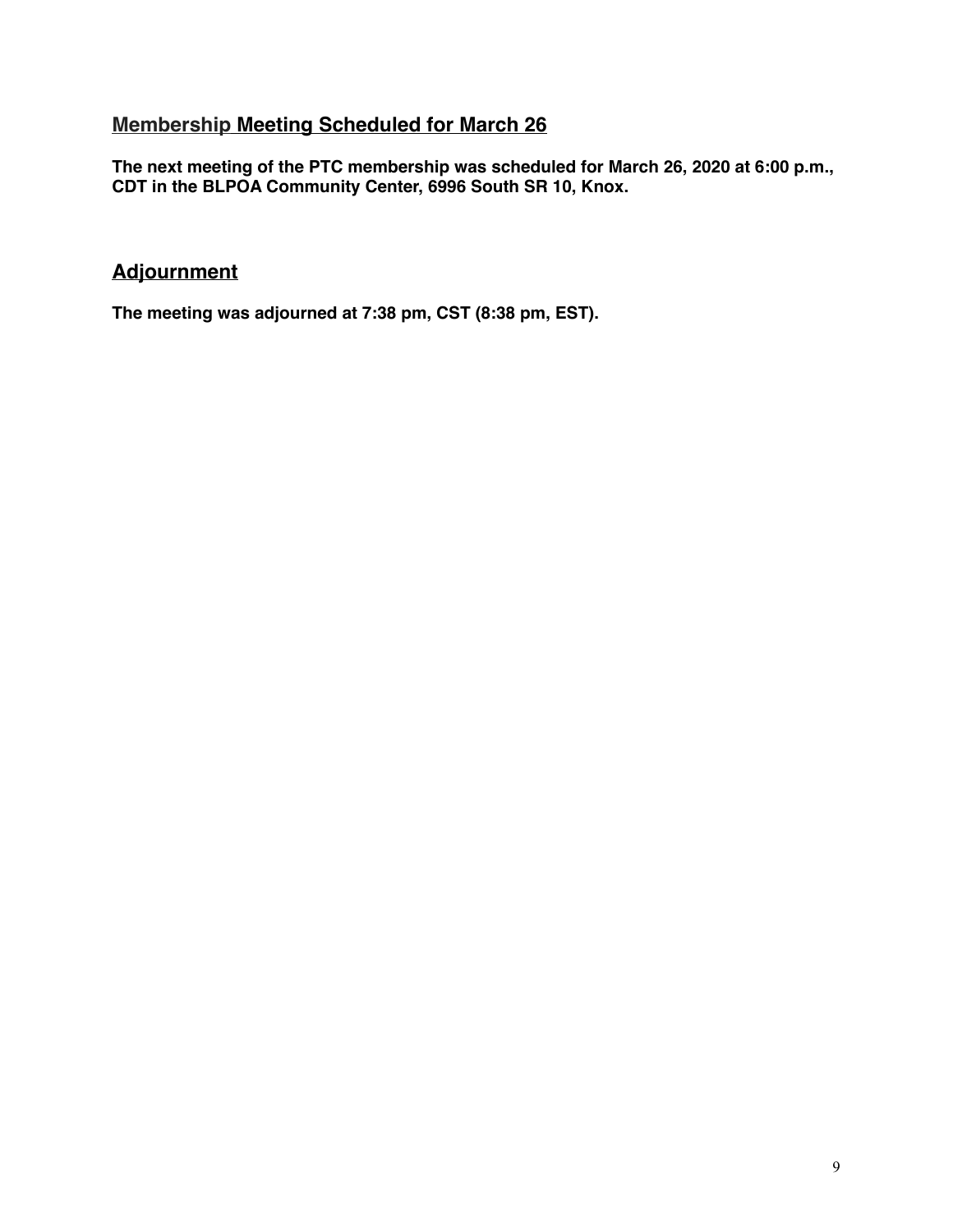## Membership Meeting Scheduled for March 26

**The next meeting of the PTC membership was scheduled for March 26, 2020 at 6:00 p.m., CDT in the BLPOA Community Center, 6996 South SR 10, Knox.**

## Adjournment

**The meeting was adjourned at 7:38 pm, CST (8:38 pm, EST).**